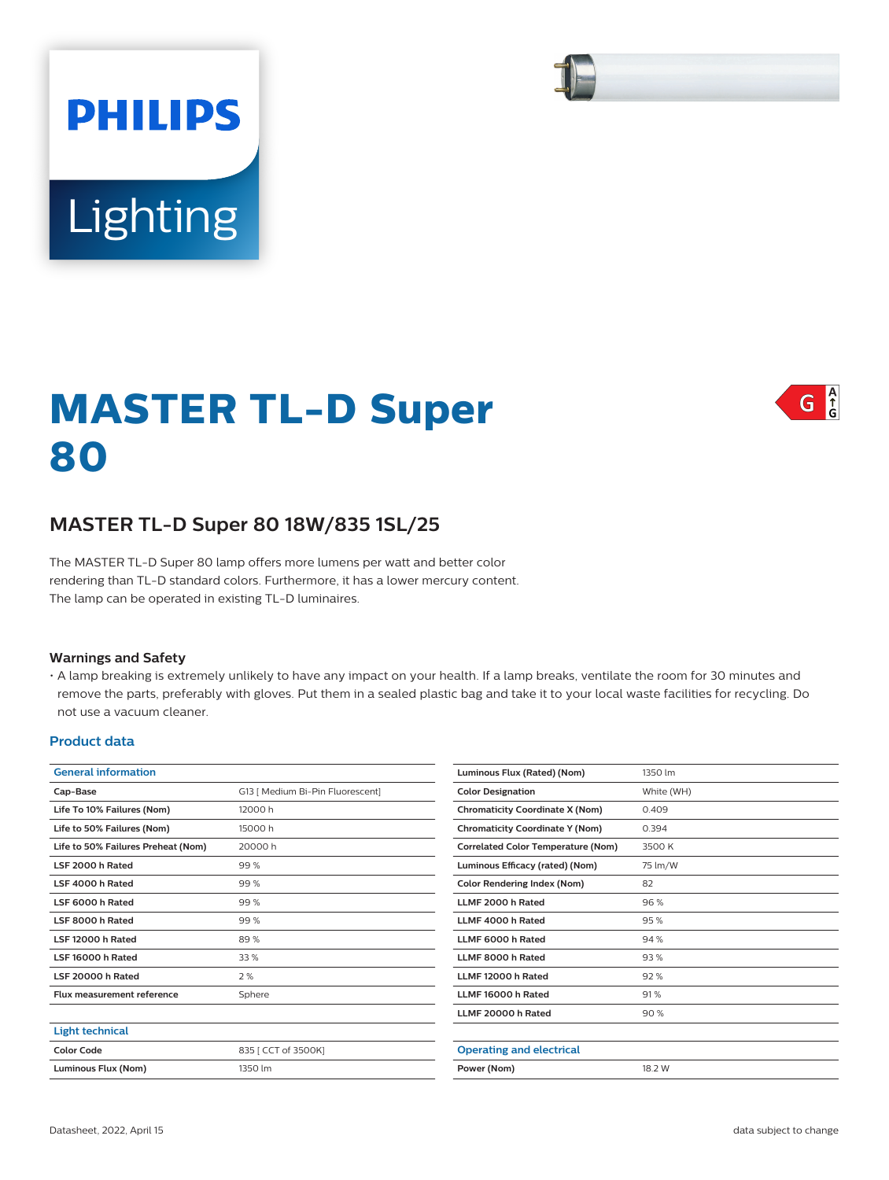PHILIPS

Lighting

# MASTER TL-D Super 80

## MASTER TL-D Super 80 18W/835 1SL/25

The MASTER TL-D Super 80 lamp offers more lumens per watt and better color rendering than TL-D standard colors. Furthermore, it has a lower mercury content. The lamp can be operated in existing TL-D luminaires.

### Warnings and Safety

- A lamp breaking is extremely unlikely to have any impact on your health. If a lamp breaks, ventilate the room for 30 minutes and remove the parts, preferably with gloves. Put them in a sealed plastic bag and take it to your local waste facilities for recycling. Do not use a vacuum cleaner.

### Product data

| General information | |
|---|---|
| Cap-Base | G13 [ Medium Bi-Pin Fluorescent] |
| Life To 10% Failures (Nom) | 12000 h |
| Life to 50% Failures (Nom) | 15000 h |
| Life to 50% Failures Preheat (Nom) | 20000 h |
| LSF 2000 h Rated | 99 % |
| LSF 4000 h Rated | 99 % |
| LSF 6000 h Rated | 99 % |
| LSF 8000 h Rated | 99 % |
| LSF 12000 h Rated | 89 % |
| LSF 16000 h Rated | 33 % |
| LSF 20000 h Rated | 2 % |
| Flux measurement reference | Sphere |

| Light technical | |
|---|---|
| Color Code | 835 [ CCT of 3500K] |
| Luminous Flux (Nom) | 1350 lm |
| Luminous Flux (Rated) (Nom) | 1350 lm |
| Color Designation | White (WH) |
| Chromaticity Coordinate X (Nom) | 0.409 |
| Chromaticity Coordinate Y (Nom) | 0.394 |
| Correlated Color Temperature (Nom) | 3500 K |
| Luminous Efficacy (rated) (Nom) | 75 lm/W |
| Color Rendering Index (Nom) | 82 |
| LLMF 2000 h Rated | 96 % |
| LLMF 4000 h Rated | 95 % |
| LLMF 6000 h Rated | 94 % |
| LLMF 8000 h Rated | 93 % |
| LLMF 12000 h Rated | 92 % |
| LLMF 16000 h Rated | 91 % |
| LLMF 20000 h Rated | 90 % |

| Operating and electrical | |
|---|---|
| Power (Nom) | 18.2 W |

Datasheet, 2022, April 15

data subject to change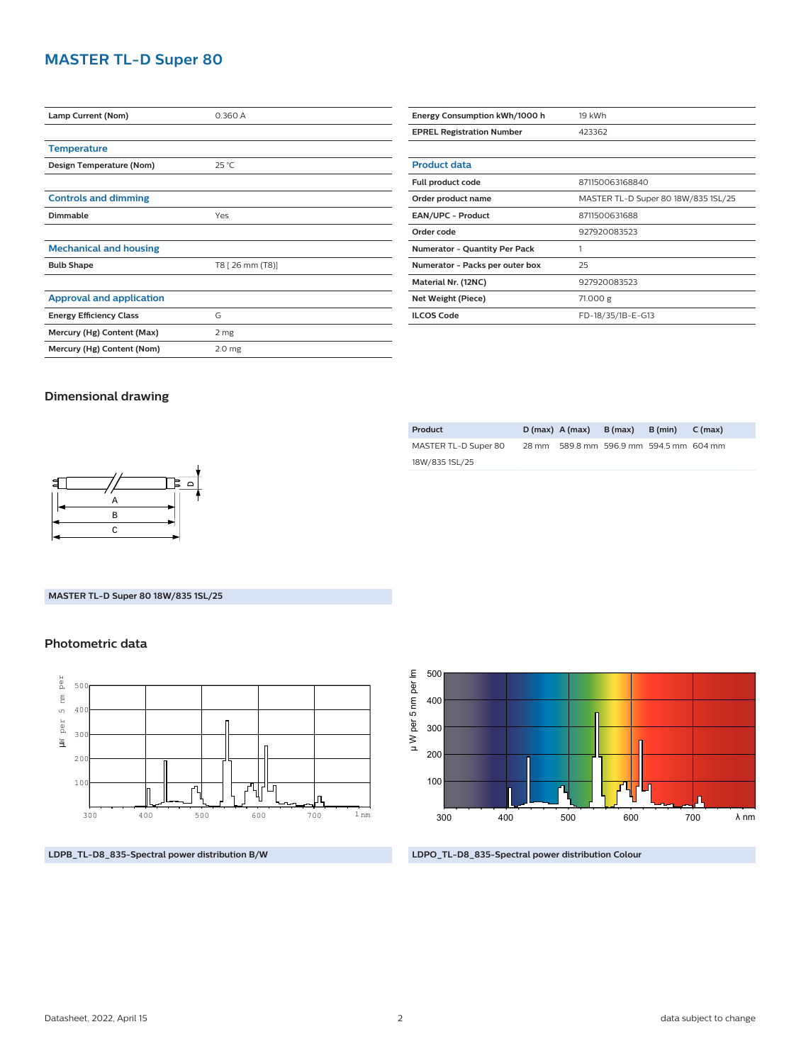# MASTER TL-D Super 80

| | |
|---|---|
| Lamp Current (Nom) | 0.360 A |

| Temperature | |
|---|---|
| Design Temperature (Nom) | 25 °C |

| Controls and dimming | |
|---|---|
| Dimmable | Yes |

| Mechanical and housing | |
|---|---|
| Bulb Shape | T8 [ 26 mm (T8)] |

| Approval and application | |
|---|---|
| Energy Efficiency Class | G |
| Mercury (Hg) Content (Max) | 2 mg |
| Mercury (Hg) Content (Nom) | 2.0 mg |

| | |
|---|---|
| Energy Consumption kWh/1000 h | 19 kWh |
| EPREL Registration Number | 423362 |

| Product data | |
|---|---|
| Full product code | 871150063168840 |
| Order product name | MASTER TL-D Super 80 18W/835 1SL/25 |
| EAN/UPC - Product | 8711500631688 |
| Order code | 927920083523 |
| Numerator - Quantity Per Pack | 1 |
| Numerator - Packs per outer box | 25 |
| Material Nr. (12NC) | 927920083523 |
| Net Weight (Piece) | 71.000 g |
| ILCOS Code | FD-18/35/1B-E-G13 |

## Dimensional drawing

| Product | D (max) | A (max) | B (max) | B (min) | C (max) |
|---|---|---|---|---|---|
| MASTER TL-D Super 80 18W/835 1SL/25 | 28 mm | 589.8 mm | 596.9 mm | 594.5 mm | 604 mm |

MASTER TL-D Super 80 18W/835 1SL/25

## Photometric data

LDPB_TL-D8_835-Spectral power distribution B/W

LDPO_TL-D8_835-Spectral power distribution Colour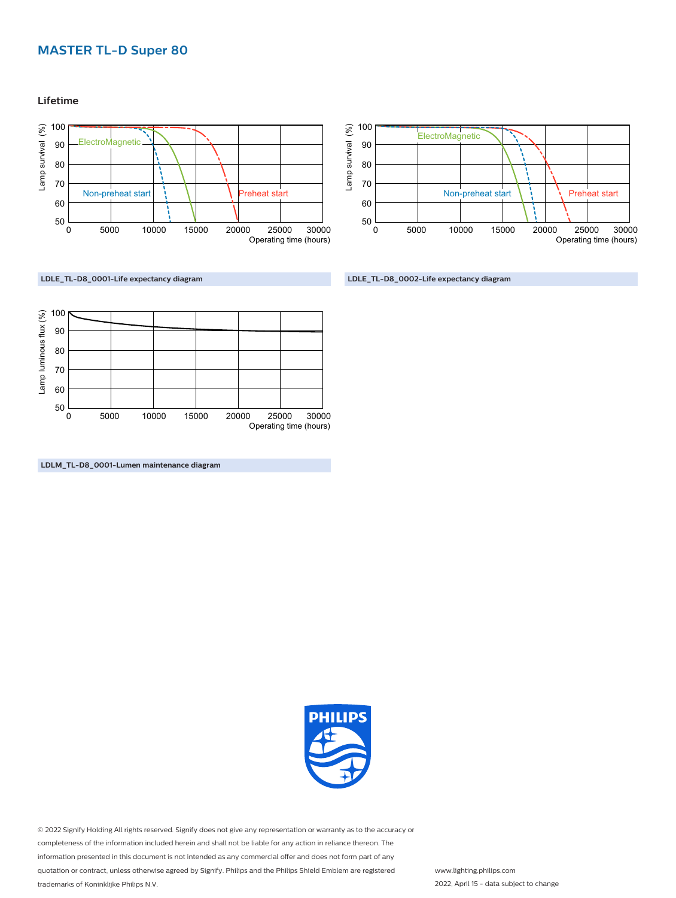# MASTER TL-D Super 80

## Lifetime

Lamp survival (%)
100
90
80
70
60
50
0 5000 10000 15000 20000 25000 30000
Operating time (hours)
ElectroMagnetic
Non-preheat start
Preheat start

LDLE_TL-D8_0001-Life expectancy diagram

Lamp survival (%)
100
90
80
70
60
50
0 5000 10000 15000 20000 25000 30000
Operating time (hours)
ElectroMagnetic
Non-preheat start
Preheat start

LDLE_TL-D8_0002-Life expectancy diagram

Lamp luminous flux (%)
100
90
80
70
60
50
0 5000 10000 15000 20000 25000 30000
Operating time (hours)

LDLM_TL-D8_0001-Lumen maintenance diagram

© 2022 Signify Holding All rights reserved. Signify does not give any representation or warranty as to the accuracy or completeness of the information included herein and shall not be liable for any action in reliance thereon. The information presented in this document is not intended as any commercial offer and does not form part of any quotation or contract, unless otherwise agreed by Signify. Philips and the Philips Shield Emblem are registered trademarks of Koninklijke Philips N.V.

www.lighting.philips.com
2022, April 15 - data subject to change